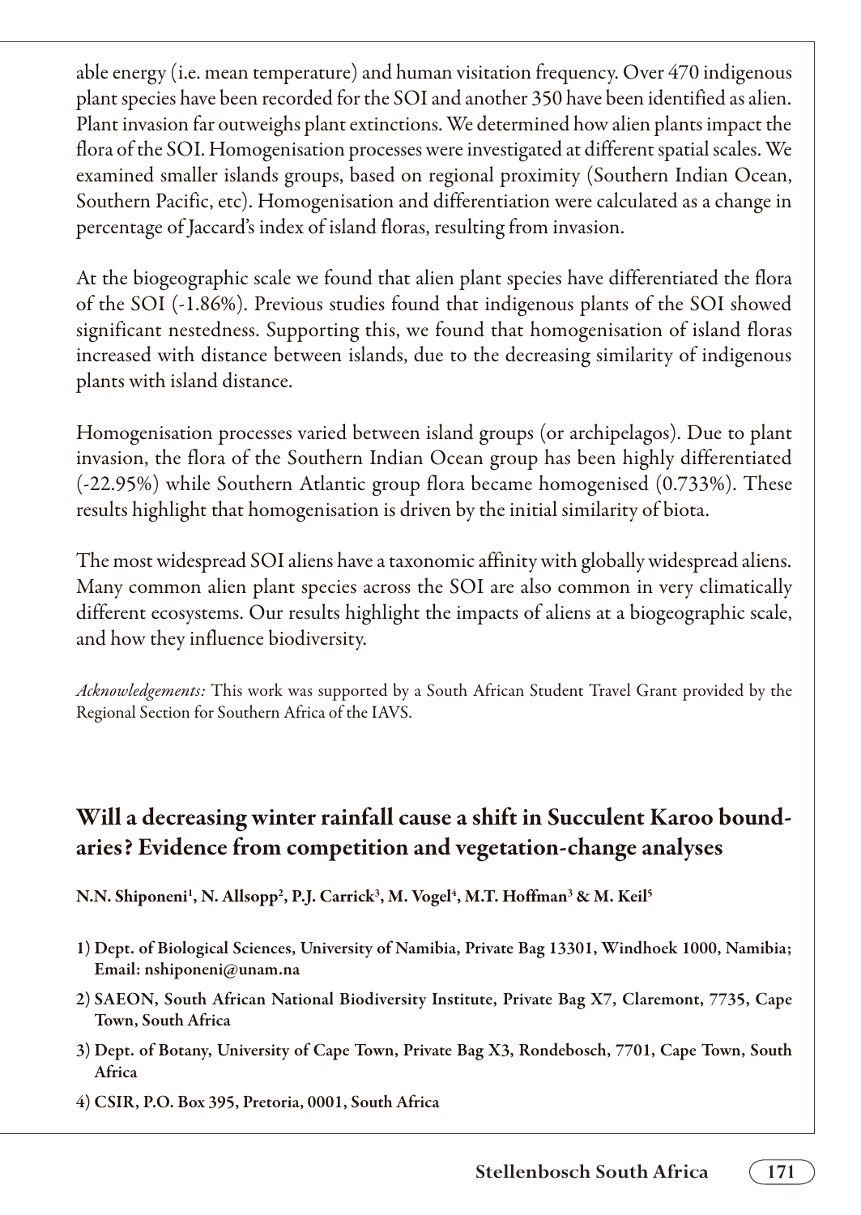able energy (i.e. mean temperature) and human visitation frequency. Over 470 indigenous plant species have been recorded for the SOI and another 350 have been identified as alien. Plant invasion far outweighs plant extinctions. We determined how alien plants impact the flora of the SOI. Homogenisation processes were investigated at different spatial scales. We examined smaller islands groups, based on regional proximity (Southern Indian Ocean, Southern Pacific, etc). Homogenisation and differentiation were calculated as a change in percentage of Jaccard's index of island floras, resulting from invasion.

At the biogeographic scale we found that alien plant species have differentiated the flora of the SOI (-1.86%). Previous studies found that indigenous plants of the SOI showed significant nestedness. Supporting this, we found that homogenisation of island floras increased with distance between islands, due to the decreasing similarity of indigenous plants with island distance.

Homogenisation processes varied between island groups (or archipelagos). Due to plant invasion, the flora of the Southern Indian Ocean group has been highly differentiated (-22.95%) while Southern Atlantic group flora became homogenised (0.733%). These results highlight that homogenisation is driven by the initial similarity of biota.

The most widespread SOI aliens have a taxonomic affinity with globally widespread aliens. Many common alien plant species across the SOI are also common in very climatically different ecosystems. Our results highlight the impacts of aliens at a biogeographic scale, and how they influence biodiversity.

*Acknowledgements:* This work was supported by a South African Student Travel Grant provided by the Regional Section for Southern Africa of the IAVS.

## Will a decreasing winter rainfall cause a shift in Succulent Karoo boundaries? Evidence from competition and vegetation-change analyses

**N.N. Shiponeni[1], N. Allsopp[2], P.J. Carrick[3], M. Vogel[4], M.T. Hoffman[3] & M. Keil[5]**

1) **Dept. of Biological Sciences, University of Namibia, Private Bag 13301, Windhoek 1000, Namibia; Email: nshiponeni@unam.na**

2) **SAEON, South African National Biodiversity Institute, Private Bag X7, Claremont, 7735, Cape Town, South Africa**

3) **Dept. of Botany, University of Cape Town, Private Bag X3, Rondebosch, 7701, Cape Town, South Africa**

4) **CSIR, P.O. Box 395, Pretoria, 0001, South Africa**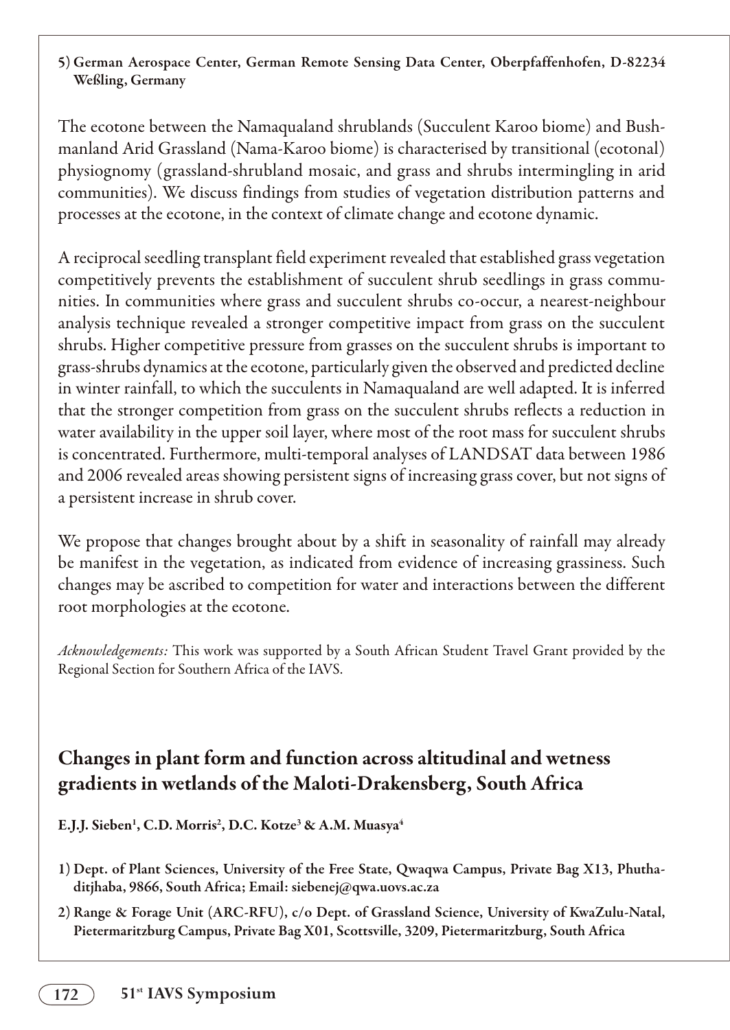**5) German Aerospace Center, German Remote Sensing Data Center, Oberpfaffenhofen, D-82234 Weßling, Germany**

The ecotone between the Namaqualand shrublands (Succulent Karoo biome) and Bushmanland Arid Grassland (Nama-Karoo biome) is characterised by transitional (ecotonal) physiognomy (grassland-shrubland mosaic, and grass and shrubs intermingling in arid communities). We discuss findings from studies of vegetation distribution patterns and processes at the ecotone, in the context of climate change and ecotone dynamic.

A reciprocal seedling transplant field experiment revealed that established grass vegetation competitively prevents the establishment of succulent shrub seedlings in grass communities. In communities where grass and succulent shrubs co-occur, a nearest-neighbour analysis technique revealed a stronger competitive impact from grass on the succulent shrubs. Higher competitive pressure from grasses on the succulent shrubs is important to grass-shrubs dynamics at the ecotone, particularly given the observed and predicted decline in winter rainfall, to which the succulents in Namaqualand are well adapted. It is inferred that the stronger competition from grass on the succulent shrubs reflects a reduction in water availability in the upper soil layer, where most of the root mass for succulent shrubs is concentrated. Furthermore, multi-temporal analyses of LANDSAT data between 1986 and 2006 revealed areas showing persistent signs of increasing grass cover, but not signs of a persistent increase in shrub cover.

We propose that changes brought about by a shift in seasonality of rainfall may already be manifest in the vegetation, as indicated from evidence of increasing grassiness. Such changes may be ascribed to competition for water and interactions between the different root morphologies at the ecotone.

*Acknowledgements:* This work was supported by a South African Student Travel Grant provided by the Regional Section for Southern Africa of the IAVS.

## Changes in plant form and function across altitudinal and wetness gradients in wetlands of the Maloti-Drakensberg, South Africa

**E.J.J. Sieben[1], C.D. Morris[2], D.C. Kotze[3] & A.M. Muasya[4]**

**1) Dept. of Plant Sciences, University of the Free State, Qwaqwa Campus, Private Bag X13, Phuthaditjhaba, 9866, South Africa; Email: siebenej@qwa.uovs.ac.za**

**2) Range & Forage Unit (ARC-RFU), c/o Dept. of Grassland Science, University of KwaZulu-Natal, Pietermaritzburg Campus, Private Bag X01, Scottsville, 3209, Pietermaritzburg, South Africa**